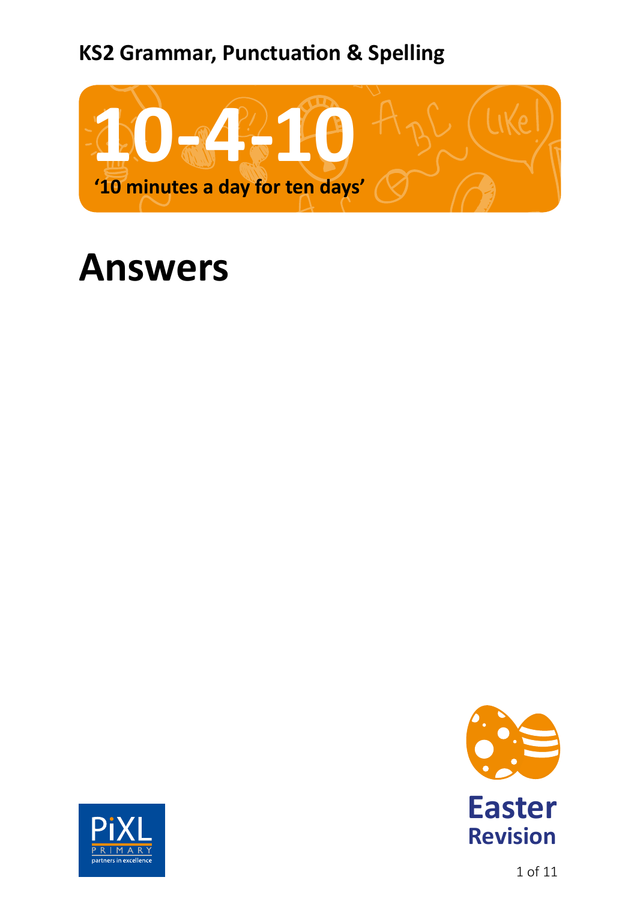# KS2 Grammar, Punctuation & Spelling

# 10-4-10

**'10 minutes a day for ten days'**

# Answers

Easter
Revision

PiXL
PRIMARY
partners in excellence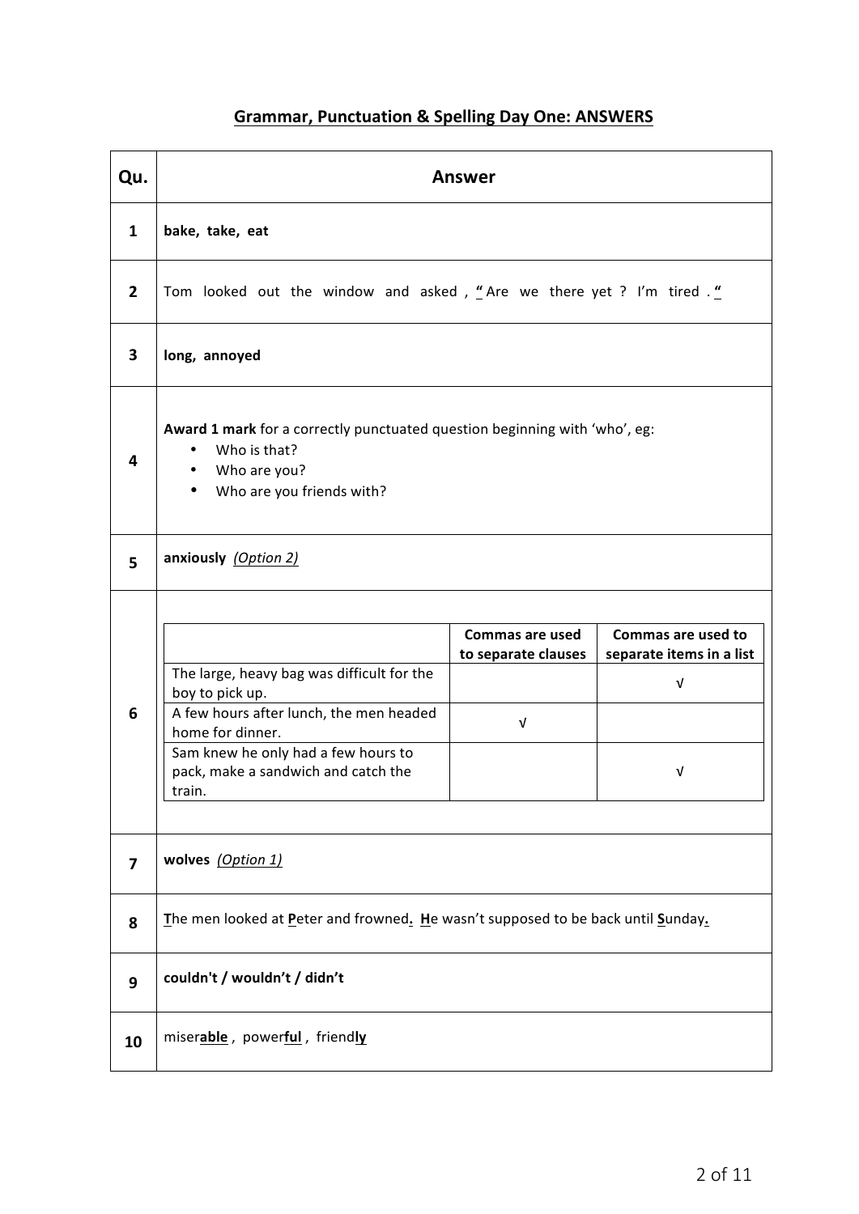# Grammar, Punctuation & Spelling Day One: ANSWERS

| Qu. | Answer |
|---|---|
| 1 | **bake, take, eat** |
| 2 | Tom looked out the window and asked , **“** Are we there yet ? I’m tired . **“** |
| 3 | **long, annoyed** |
| 4 | **Award 1 mark** for a correctly punctuated question beginning with ‘who’, eg: <br>• Who is that? <br>• Who are you? <br>• Who are you friends with? |
| 5 | **anxiously** *(Option 2)* |
| 6 | See table below |
| 7 | **wolves** *(Option 1)* |
| 8 | **T**he men looked at **P**eter and frowned**.** **H**e wasn’t supposed to be back until **S**unday**.** |
| 9 | **couldn't / wouldn’t / didn’t** |
| 10 | miser**able** , power**ful** , friend**ly** |

Question 6:

| | Commas are used to separate clauses | Commas are used to separate items in a list |
|---|---|---|
| The large, heavy bag was difficult for the boy to pick up. | | √ |
| A few hours after lunch, the men headed home for dinner. | √ | |
| Sam knew he only had a few hours to pack, make a sandwich and catch the train. | | √ |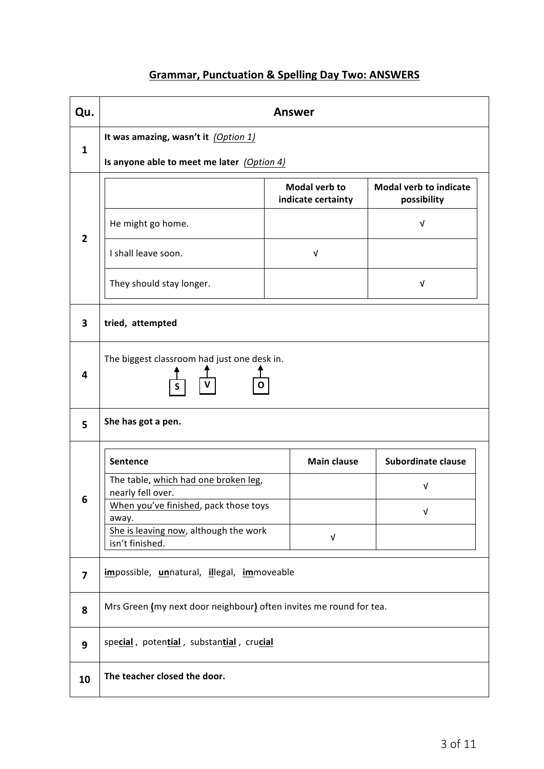## Grammar, Punctuation & Spelling Day Two: ANSWERS

| Qu. | Answer |
|---|---|
| 1 | **It was amazing, wasn't it** *(Option 1)*<br><br>**Is anyone able to meet me later** *(Option 4)* |
| 2 | (see table below) |
| 3 | **tried, attempted** |
| 4 | The biggest classroom had just one desk in.<br>S (classroom) V (had) O (desk) |
| 5 | **She has got a pen.** |
| 6 | (see table below) |
| 7 | **im**possible, **un**natural, **il**legal, **im**moveable |
| 8 | Mrs Green **(**my next door neighbour**)** often invites me round for tea. |
| 9 | spe**cial**, poten**tial**, substan**tial**, cru**cial** |
| 10 | **The teacher closed the door.** |

**Question 2**

| | Modal verb to indicate certainty | Modal verb to indicate possibility |
|---|---|---|
| He might go home. | | √ |
| I shall leave soon. | √ | |
| They should stay longer. | | √ |

**Question 6**

| Sentence | Main clause | Subordinate clause |
|---|---|---|
| The table, <u>which had one broken leg</u>, nearly fell over. | | √ |
| <u>When you've finished</u>, pack those toys away. | | √ |
| <u>She is leaving now</u>, although the work isn't finished. | √ | |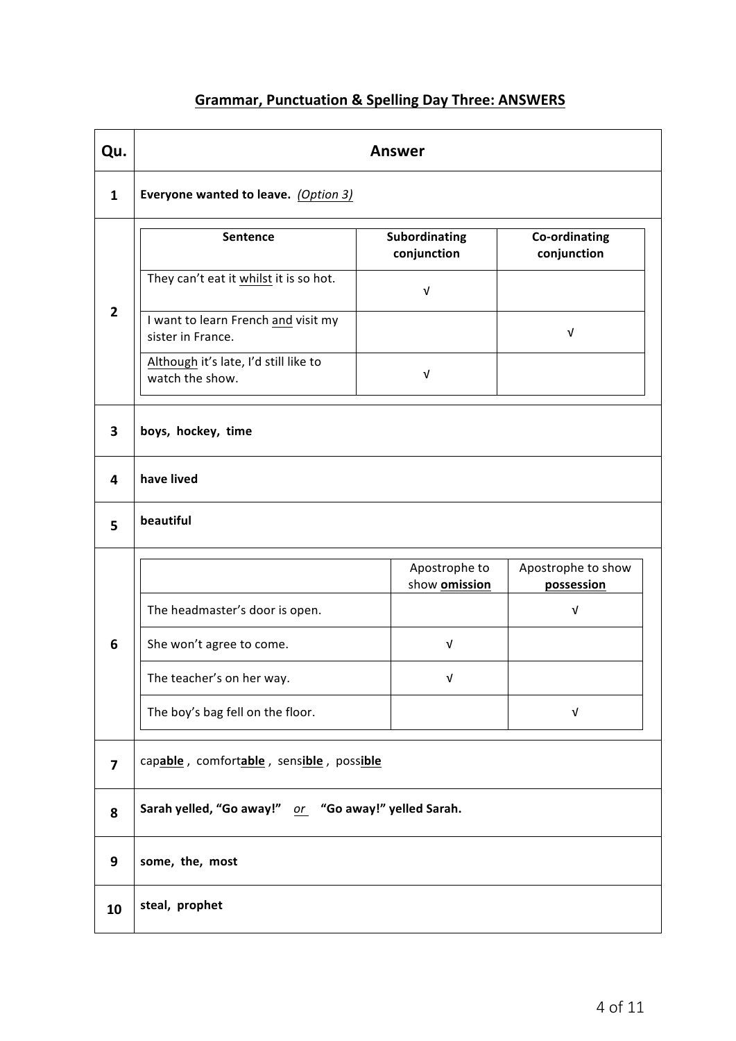## Grammar, Punctuation & Spelling Day Three: ANSWERS

| Qu. | Answer |
|---|---|
| 1 | **Everyone wanted to leave.** *(Option 3)* |
| 2 | See table below |
| 3 | **boys, hockey, time** |
| 4 | **have lived** |
| 5 | **beautiful** |
| 6 | See table below |
| 7 | cap**able**, comfort**able**, sens**ible**, poss**ible** |
| 8 | **Sarah yelled, "Go away!"** *or* **"Go away!" yelled Sarah.** |
| 9 | **some, the, most** |
| 10 | **steal, prophet** |

**Question 2**

| Sentence | Subordinating conjunction | Co-ordinating conjunction |
|---|---|---|
| They can't eat it whilst it is so hot. | √ | |
| I want to learn French and visit my sister in France. | | √ |
| Although it's late, I'd still like to watch the show. | √ | |

**Question 6**

| | Apostrophe to show **omission** | Apostrophe to show **possession** |
|---|---|---|
| The headmaster's door is open. | | √ |
| She won't agree to come. | √ | |
| The teacher's on her way. | √ | |
| The boy's bag fell on the floor. | | √ |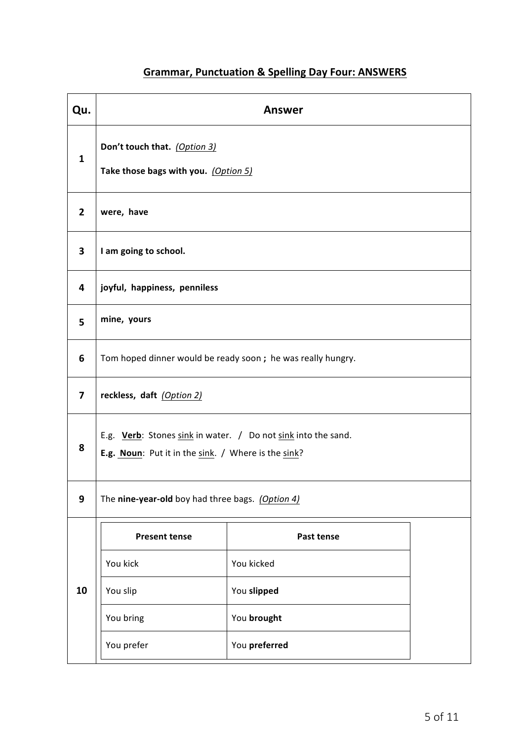## Grammar, Punctuation & Spelling Day Four: ANSWERS

| Qu. | Answer |
|---|---|
| 1 | **Don't touch that.** *(Option 3)*<br>**Take those bags with you.** *(Option 5)* |
| 2 | **were, have** |
| 3 | **I am going to school.** |
| 4 | **joyful, happiness, penniless** |
| 5 | **mine, yours** |
| 6 | Tom hoped dinner would be ready soon **;** he was really hungry. |
| 7 | **reckless, daft** *(Option 2)* |
| 8 | E.g. **Verb**: Stones sink in water. / Do not sink into the sand.<br>**E.g. Noun**: Put it in the sink. / Where is the sink? |
| 9 | The **nine-year-old** boy had three bags. *(Option 4)* |
| 10 | See table below |

**Question 10:**

| Present tense | Past tense |
|---|---|
| You kick | You kicked |
| You slip | You **slipped** |
| You bring | You **brought** |
| You prefer | You **preferred** |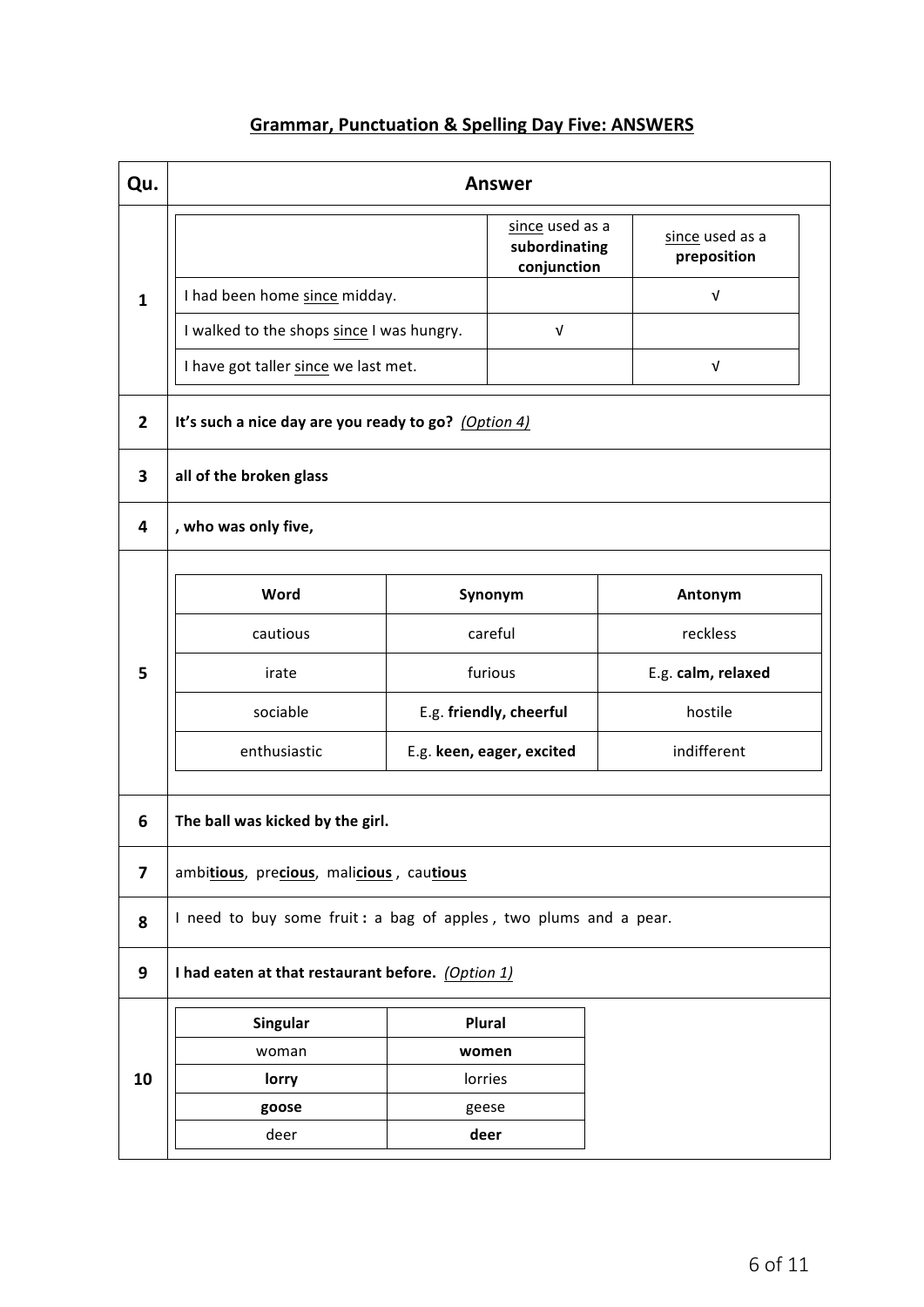## Grammar, Punctuation & Spelling Day Five: ANSWERS

| Qu. | Answer |
|---|---|
| 1 | See table below |
| 2 | **It's such a nice day are you ready to go?** *(Option 4)* |
| 3 | **all of the broken glass** |
| 4 | **, who was only five,** |
| 5 | See table below |
| 6 | **The ball was kicked by the girl.** |
| 7 | ambi**tious**, pre**cious**, mali**cious**, cau**tious** |
| 8 | I need to buy some fruit **:** a bag of apples **,** two plums and a pear. |
| 9 | **I had eaten at that restaurant before.** *(Option 1)* |
| 10 | See table below |

**Question 1**

| | since used as a **subordinating conjunction** | since used as a **preposition** |
|---|---|---|
| I had been home since midday. | | √ |
| I walked to the shops since I was hungry. | √ | |
| I have got taller since we last met. | | √ |

**Question 5**

| Word | Synonym | Antonym |
|---|---|---|
| cautious | careful | reckless |
| irate | furious | E.g. **calm, relaxed** |
| sociable | E.g. **friendly, cheerful** | hostile |
| enthusiastic | E.g. **keen, eager, excited** | indifferent |

**Question 10**

| Singular | Plural |
|---|---|
| woman | **women** |
| **lorry** | lorries |
| **goose** | geese |
| deer | **deer** |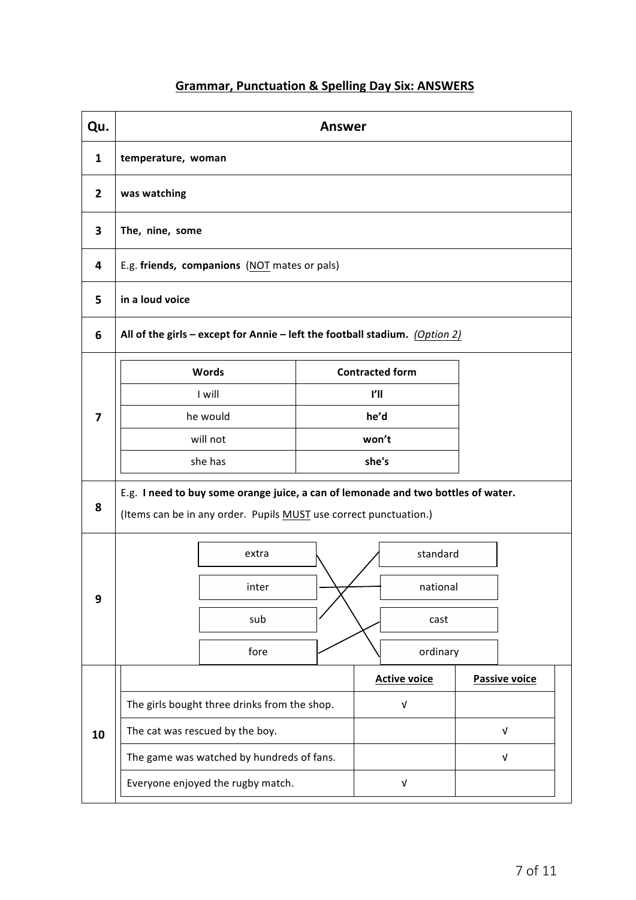## Grammar, Punctuation & Spelling Day Six: ANSWERS

| Qu. | Answer |
|---|---|
| 1 | **temperature, woman** |
| 2 | **was watching** |
| 3 | **The, nine, some** |
| 4 | E.g. **friends, companions** (NOT mates or pals) |
| 5 | **in a loud voice** |
| 6 | **All of the girls – except for Annie – left the football stadium.** *(Option 2)* |

**7**

| Words | Contracted form |
|---|---|
| I will | **I'll** |
| he would | **he'd** |
| will not | **won't** |
| she has | **she's** |

**8**

E.g. **I need to buy some orange juice, a can of lemonade and two bottles of water.**

(Items can be in any order. Pupils MUST use correct punctuation.)

**9**

| Prefix | Word |
|---|---|
| extra | ordinary |
| inter | national |
| sub | standard |
| fore | cast |

**10**

| | Active voice | Passive voice |
|---|---|---|
| The girls bought three drinks from the shop. | √ | |
| The cat was rescued by the boy. | | √ |
| The game was watched by hundreds of fans. | | √ |
| Everyone enjoyed the rugby match. | √ | |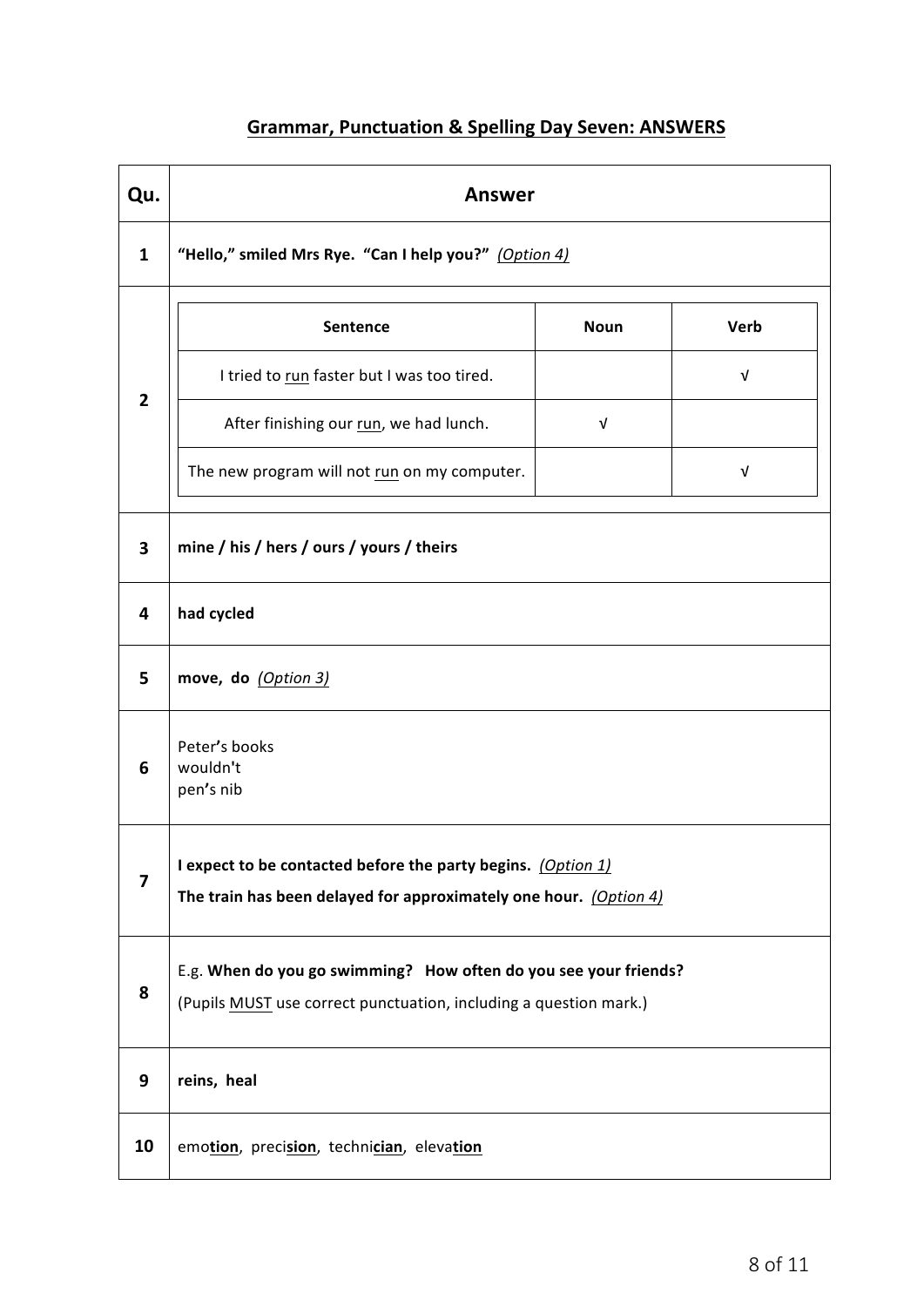## Grammar, Punctuation & Spelling Day Seven: ANSWERS

| Qu. | Answer |
|---|---|
| 1 | **"Hello," smiled Mrs Rye. "Can I help you?"** *(Option 4)* |
| 2 | Sentence / Noun / Verb: I tried to run faster but I was too tired. — Verb √; After finishing our run, we had lunch. — Noun √; The new program will not run on my computer. — Verb √ |
| 3 | **mine / his / hers / ours / yours / theirs** |
| 4 | **had cycled** |
| 5 | **move, do** *(Option 3)* |
| 6 | Peter**'**s books<br>wouldn**'**t<br>pen**'**s nib |
| 7 | **I expect to be contacted before the party begins.** *(Option 1)*<br>**The train has been delayed for approximately one hour.** *(Option 4)* |
| 8 | E.g. **When do you go swimming? How often do you see your friends?**<br>(Pupils MUST use correct punctuation, including a question mark.) |
| 9 | **reins, heal** |
| 10 | emo**tion**, preci**sion**, techni**cian**, eleva**tion** |

Question 2 table:

| Sentence | Noun | Verb |
|---|---|---|
| I tried to run faster but I was too tired. | | √ |
| After finishing our run, we had lunch. | √ | |
| The new program will not run on my computer. | | √ |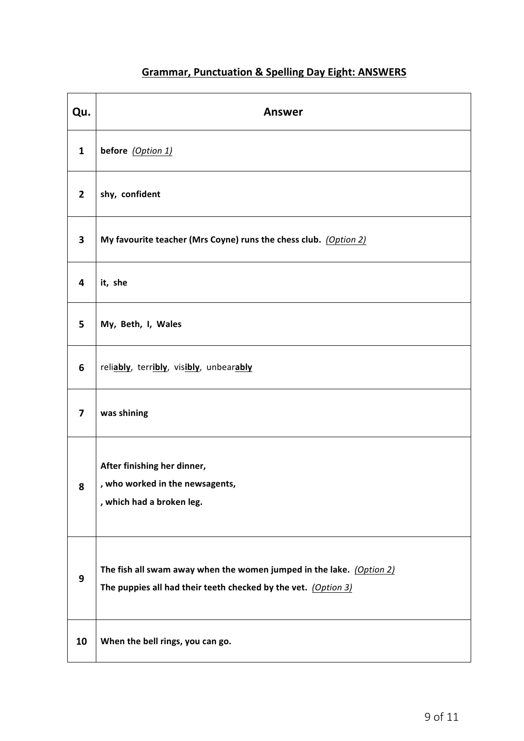## Grammar, Punctuation & Spelling Day Eight: ANSWERS

| Qu. | Answer |
|---|---|
| 1 | **before** *(Option 1)* |
| 2 | **shy, confident** |
| 3 | **My favourite teacher (Mrs Coyne) runs the chess club.** *(Option 2)* |
| 4 | **it, she** |
| 5 | **My, Beth, I, Wales** |
| 6 | reli**ably**, terr**ibly**, vis**ibly**, unbear**ably** |
| 7 | **was shining** |
| 8 | **After finishing her dinner,**<br>**, who worked in the newsagents,**<br>**, which had a broken leg.** |
| 9 | **The fish all swam away when the women jumped in the lake.** *(Option 2)*<br>**The puppies all had their teeth checked by the vet.** *(Option 3)* |
| 10 | **When the bell rings, you can go.** |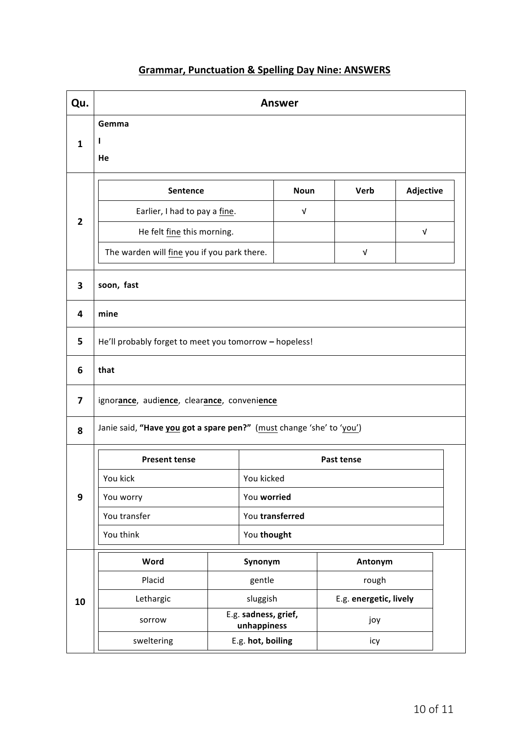# Grammar, Punctuation & Spelling Day Nine: ANSWERS

| Qu. | Answer |
|---|---|
| 1 | **Gemma**<br>**I**<br>**He** |
| 2 | (see table below) |
| 3 | **soon, fast** |
| 4 | **mine** |
| 5 | He'll probably forget to meet you tomorrow **–** hopeless! |
| 6 | **that** |
| 7 | ignor**ance**, audi**ence**, clear**ance**, conveni**ence** |
| 8 | Janie said, **"Have you got a spare pen?"** (must change 'she' to 'you') |
| 9 | (see table below) |
| 10 | (see table below) |

**Question 2**

| Sentence | Noun | Verb | Adjective |
|---|---|---|---|
| Earlier, I had to pay a fine. | √ | | |
| He felt fine this morning. | | | √ |
| The warden will fine you if you park there. | | √ | |

**Question 9**

| Present tense | Past tense |
|---|---|
| You kick | You kicked |
| You worry | You **worried** |
| You transfer | You **transferred** |
| You think | You **thought** |

**Question 10**

| Word | Synonym | Antonym |
|---|---|---|
| Placid | gentle | rough |
| Lethargic | sluggish | E.g. **energetic, lively** |
| sorrow | E.g. **sadness, grief, unhappiness** | joy |
| sweltering | E.g. **hot, boiling** | icy |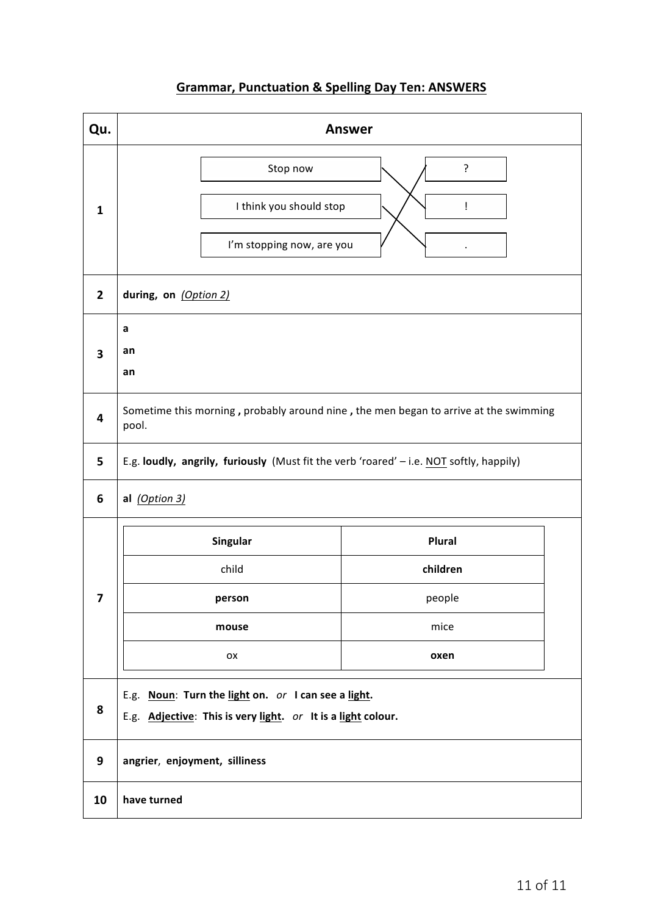# Grammar, Punctuation & Spelling Day Ten: ANSWERS

| Qu. | Answer |
|---|---|
| 1 | Stop now → ! <br> I think you should stop → . <br> I'm stopping now, are you → ? |
| 2 | **during, on** *(Option 2)* |
| 3 | **a** <br> **an** <br> **an** |
| 4 | Sometime this morning **,** probably around nine **,** the men began to arrive at the swimming pool. |
| 5 | E.g. **loudly, angrily, furiously** (Must fit the verb 'roared' – i.e. NOT softly, happily) |
| 6 | **al** *(Option 3)* |
| 7 | See table below |
| 8 | E.g. **Noun**: **Turn the light on.** *or* **I can see a light.** <br> E.g. **Adjective**: **This is very light.** *or* **It is a light colour.** |
| 9 | **angrier**, **enjoyment, silliness** |
| 10 | **have turned** |

**Question 7:**

| Singular | Plural |
|---|---|
| child | **children** |
| **person** | people |
| **mouse** | mice |
| ox | **oxen** |